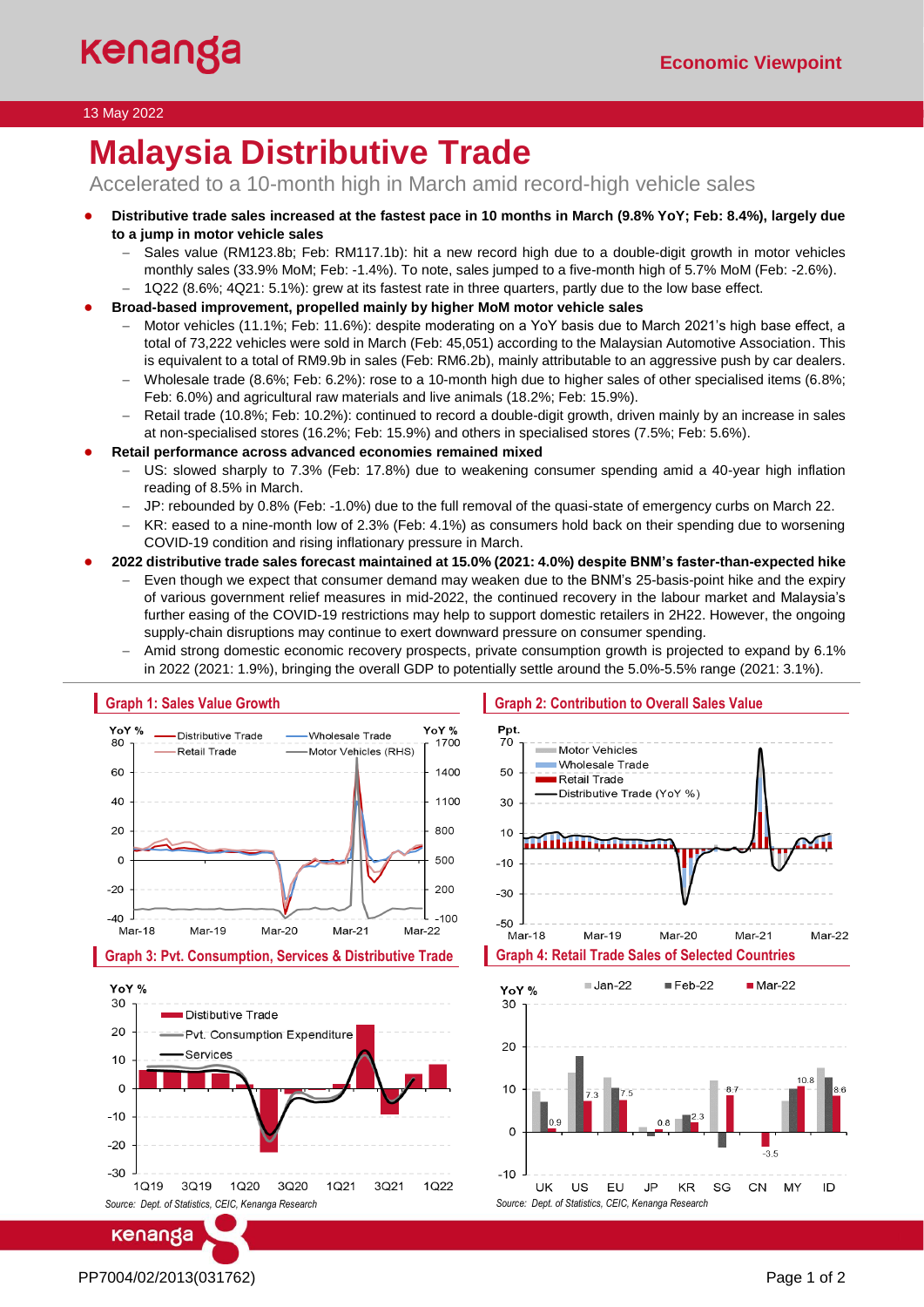13 May 2022

# Malaysia Distributive Trade

Accelerated to a 10-month high in March amid record-high vehicle sales

- **Distributive trade sales increased at the fastest pace in 10 months in March (9.8% YoY; Feb: 8.4%), largely due to a jump in motor vehicle sales**
  - Sales value (RM123.8b; Feb: RM117.1b): hit a new record high due to a double-digit growth in motor vehicles monthly sales (33.9% MoM; Feb: -1.4%). To note, sales jumped to a five-month high of 5.7% MoM (Feb: -2.6%).
  - 1Q22 (8.6%; 4Q21: 5.1%): grew at its fastest rate in three quarters, partly due to the low base effect.
- **Broad-based improvement, propelled mainly by higher MoM motor vehicle sales**
  - Motor vehicles (11.1%; Feb: 11.6%): despite moderating on a YoY basis due to March 2021's high base effect, a total of 73,222 vehicles were sold in March (Feb: 45,051) according to the Malaysian Automotive Association. This is equivalent to a total of RM9.9b in sales (Feb: RM6.2b), mainly attributable to an aggressive push by car dealers.
  - Wholesale trade (8.6%; Feb: 6.2%): rose to a 10-month high due to higher sales of other specialised items (6.8%; Feb: 6.0%) and agricultural raw materials and live animals (18.2%; Feb: 15.9%).
  - Retail trade (10.8%; Feb: 10.2%): continued to record a double-digit growth, driven mainly by an increase in sales at non-specialised stores (16.2%; Feb: 15.9%) and others in specialised stores (7.5%; Feb: 5.6%).
- **Retail performance across advanced economies remained mixed**
  - US: slowed sharply to 7.3% (Feb: 17.8%) due to weakening consumer spending amid a 40-year high inflation reading of 8.5% in March.
  - JP: rebounded by 0.8% (Feb: -1.0%) due to the full removal of the quasi-state of emergency curbs on March 22.
  - KR: eased to a nine-month low of 2.3% (Feb: 4.1%) as consumers hold back on their spending due to worsening COVID-19 condition and rising inflationary pressure in March.
- **2022 distributive trade sales forecast maintained at 15.0% (2021: 4.0%) despite BNM's faster-than-expected hike**
  - Even though we expect that consumer demand may weaken due to the BNM's 25-basis-point hike and the expiry of various government relief measures in mid-2022, the continued recovery in the labour market and Malaysia's further easing of the COVID-19 restrictions may help to support domestic retailers in 2H22. However, the ongoing supply-chain disruptions may continue to exert downward pressure on consumer spending.
  - Amid strong domestic economic recovery prospects, private consumption growth is projected to expand by 6.1% in 2022 (2021: 1.9%), bringing the overall GDP to potentially settle around the 5.0%-5.5% range (2021: 3.1%).

**Graph 1: Sales Value Growth**

**Graph 2: Contribution to Overall Sales Value**

**Graph 3: Pvt. Consumption, Services & Distributive Trade**

**Graph 4: Retail Trade Sales of Selected Countries**

*Source: Dept. of Statistics, CEIC, Kenanga Research*

*Source: Dept. of Statistics, CEIC, Kenanga Research*

PP7004/02/2013(031762)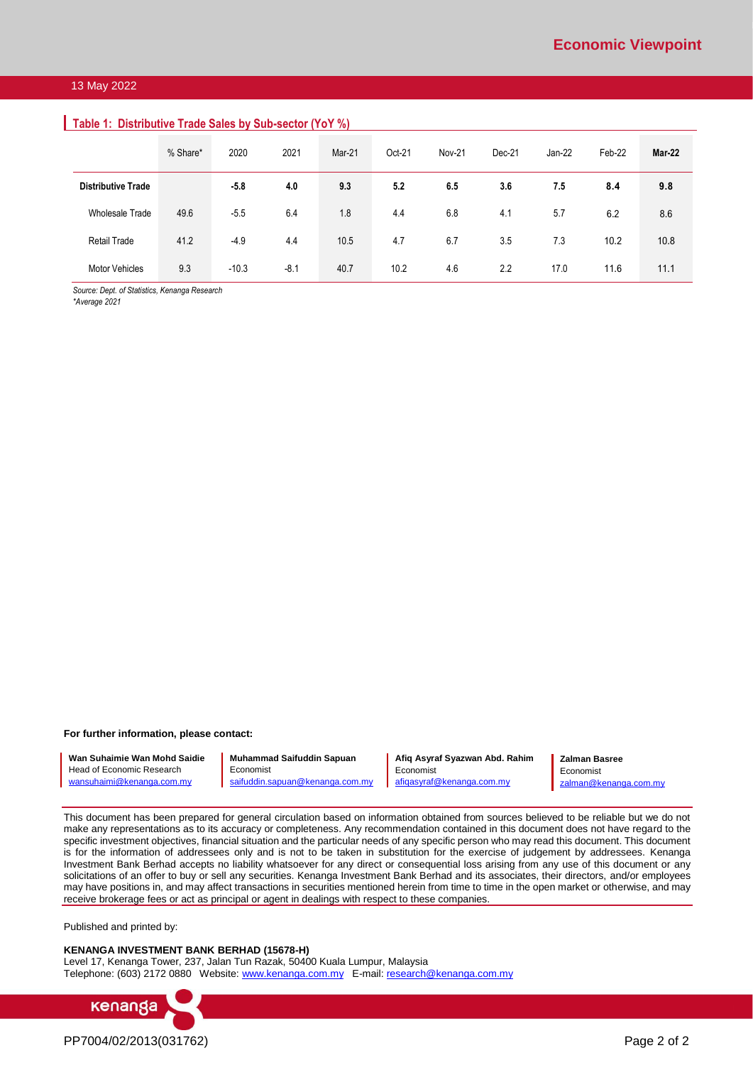### Table 1: Distributive Trade Sales by Sub-sector (YoY %)

| | % Share* | 2020 | 2021 | Mar-21 | Oct-21 | Nov-21 | Dec-21 | Jan-22 | Feb-22 | **Mar-22** |
|---|---|---|---|---|---|---|---|---|---|---|
| **Distributive Trade** | | **-5.8** | **4.0** | **9.3** | **5.2** | **6.5** | **3.6** | **7.5** | **8.4** | **9.8** |
| Wholesale Trade | 49.6 | -5.5 | 6.4 | 1.8 | 4.4 | 6.8 | 4.1 | 5.7 | 6.2 | 8.6 |
| Retail Trade | 41.2 | -4.9 | 4.4 | 10.5 | 4.7 | 6.7 | 3.5 | 7.3 | 10.2 | 10.8 |
| Motor Vehicles | 9.3 | -10.3 | -8.1 | 40.7 | 10.2 | 4.6 | 2.2 | 17.0 | 11.6 | 11.1 |

*Source: Dept. of Statistics, Kenanga Research*
*\*Average 2021*

**For further information, please contact:**

**Wan Suhaimie Wan Mohd Saidie**
Head of Economic Research
wansuhaimi@kenanga.com.my

**Muhammad Saifuddin Sapuan**
Economist
saifuddin.sapuan@kenanga.com.my

**Afiq Asyraf Syazwan Abd. Rahim**
Economist
afiqasyraf@kenanga.com.my

**Zalman Basree**
Economist
zalman@kenanga.com.my

This document has been prepared for general circulation based on information obtained from sources believed to be reliable but we do not make any representations as to its accuracy or completeness. Any recommendation contained in this document does not have regard to the specific investment objectives, financial situation and the particular needs of any specific person who may read this document. This document is for the information of addressees only and is not to be taken in substitution for the exercise of judgement by addressees. Kenanga Investment Bank Berhad accepts no liability whatsoever for any direct or consequential loss arising from any use of this document or any solicitations of an offer to buy or sell any securities. Kenanga Investment Bank Berhad and its associates, their directors, and/or employees may have positions in, and may affect transactions in securities mentioned herein from time to time in the open market or otherwise, and may receive brokerage fees or act as principal or agent in dealings with respect to these companies.

Published and printed by:

**KENANGA INVESTMENT BANK BERHAD (15678-H)**
Level 17, Kenanga Tower, 237, Jalan Tun Razak, 50400 Kuala Lumpur, Malaysia
Telephone: (603) 2172 0880 Website: www.kenanga.com.my E-mail: research@kenanga.com.my

PP7004/02/2013(031762)